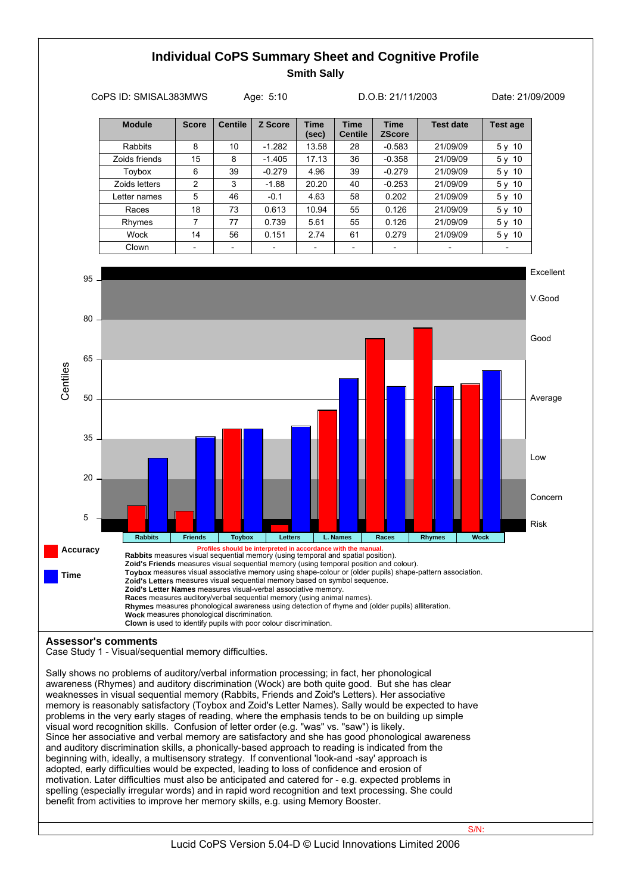# Individual CoPS Summary Sheet and Cognitive Profile

**Smith Sally**

CoPS ID: SMISAL383MWS    Age: 5:10    D.O.B: 21/11/2003    Date: 21/09/2009

| Module | Score | Centile | Z Score | Time (sec) | Time Centile | Time ZScore | Test date | Test age |
|---|---|---|---|---|---|---|---|---|
| Rabbits | 8 | 10 | -1.282 | 13.58 | 28 | -0.583 | 21/09/09 | 5 y 10 |
| Zoids friends | 15 | 8 | -1.405 | 17.13 | 36 | -0.358 | 21/09/09 | 5 y 10 |
| Toybox | 6 | 39 | -0.279 | 4.96 | 39 | -0.279 | 21/09/09 | 5 y 10 |
| Zoids letters | 2 | 3 | -1.88 | 20.20 | 40 | -0.253 | 21/09/09 | 5 y 10 |
| Letter names | 5 | 46 | -0.1 | 4.63 | 58 | 0.202 | 21/09/09 | 5 y 10 |
| Races | 18 | 73 | 0.613 | 10.94 | 55 | 0.126 | 21/09/09 | 5 y 10 |
| Rhymes | 7 | 77 | 0.739 | 5.61 | 55 | 0.126 | 21/09/09 | 5 y 10 |
| Wock | 14 | 56 | 0.151 | 2.74 | 61 | 0.279 | 21/09/09 | 5 y 10 |
| Clown | - | - | - | - | - | - | - | - |

Accuracy

Time

Profiles should be interpreted in accordance with the manual.

**Rabbits** measures visual sequential memory (using temporal and spatial position).
**Zoid's Friends** measures visual sequential memory (using temporal position and colour).
**Toybox** measures visual associative memory using shape-colour or (older pupils) shape-pattern association.
**Zoid's Letters** measures visual sequential memory based on symbol sequence.
**Zoid's Letter Names** measures visual-verbal associative memory.
**Races** measures auditory/verbal sequential memory (using animal names).
**Rhymes** measures phonological awareness using detection of rhyme and (older pupils) alliteration.
**Wock** measures phonological discrimination.
**Clown** is used to identify pupils with poor colour discrimination.

## Assessor's comments

Case Study 1 - Visual/sequential memory difficulties.

Sally shows no problems of auditory/verbal information processing; in fact, her phonological awareness (Rhymes) and auditory discrimination (Wock) are both quite good. But she has clear weaknesses in visual sequential memory (Rabbits, Friends and Zoid's Letters). Her associative memory is reasonably satisfactory (Toybox and Zoid's Letter Names). Sally would be expected to have problems in the very early stages of reading, where the emphasis tends to be on building up simple visual word recognition skills. Confusion of letter order (e.g. "was" vs. "saw") is likely.
Since her associative and verbal memory are satisfactory and she has good phonological awareness and auditory discrimination skills, a phonically-based approach to reading is indicated from the beginning with, ideally, a multisensory strategy. If conventional 'look-and -say' approach is adopted, early difficulties would be expected, leading to loss of confidence and erosion of motivation. Later difficulties must also be anticipated and catered for - e.g. expected problems in spelling (especially irregular words) and in rapid word recognition and text processing. She could benefit from activities to improve her memory skills, e.g. using Memory Booster.

S/N:

Lucid CoPS Version 5.04-D © Lucid Innovations Limited 2006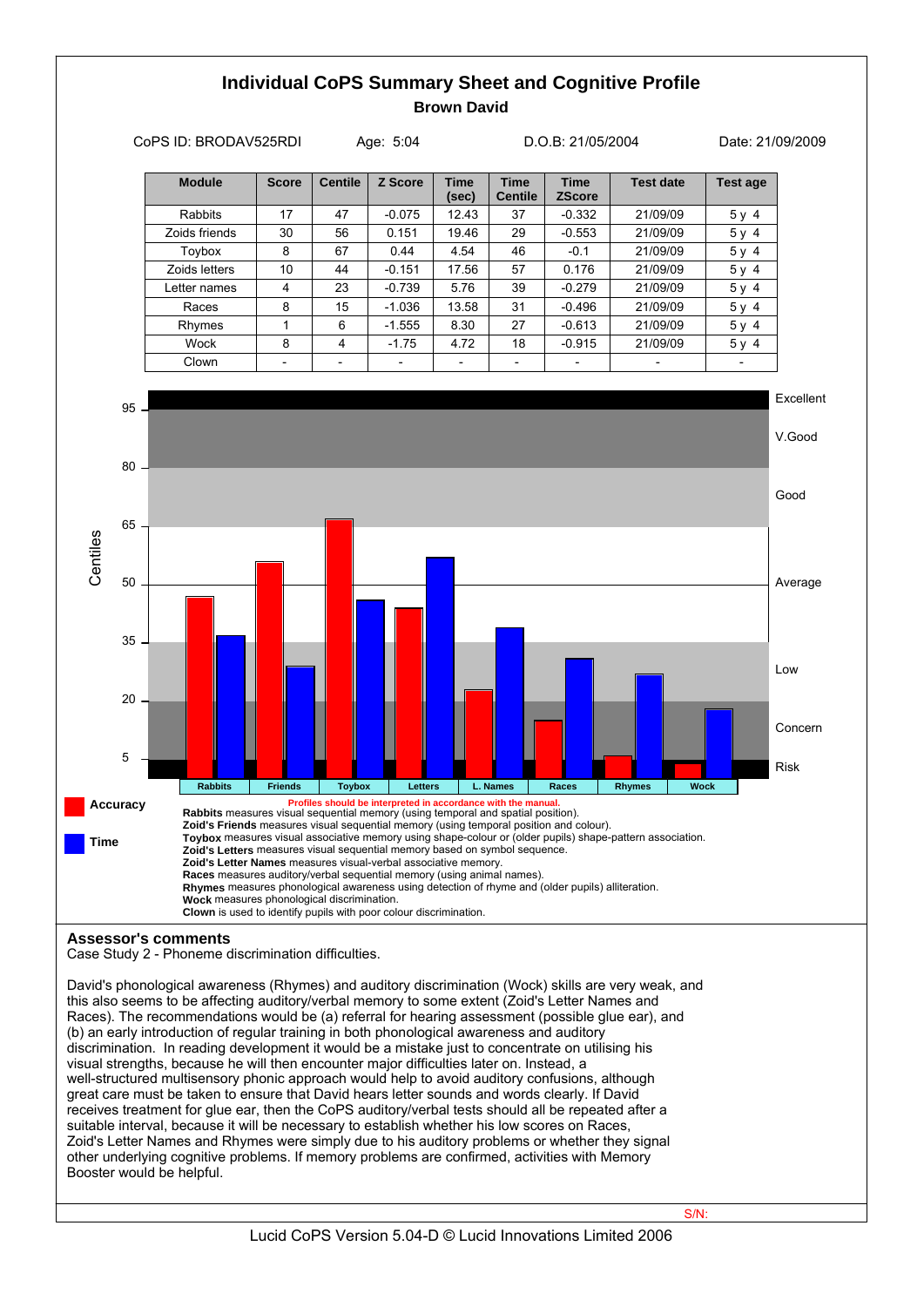# Individual CoPS Summary Sheet and Cognitive Profile

## Brown David

CoPS ID: BRODAV525RDI    Age: 5:04    D.O.B: 21/05/2004    Date: 21/09/2009

| Module | Score | Centile | Z Score | Time (sec) | Time Centile | Time ZScore | Test date | Test age |
|---|---|---|---|---|---|---|---|---|
| Rabbits | 17 | 47 | -0.075 | 12.43 | 37 | -0.332 | 21/09/09 | 5 y 4 |
| Zoids friends | 30 | 56 | 0.151 | 19.46 | 29 | -0.553 | 21/09/09 | 5 y 4 |
| Toybox | 8 | 67 | 0.44 | 4.54 | 46 | -0.1 | 21/09/09 | 5 y 4 |
| Zoids letters | 10 | 44 | -0.151 | 17.56 | 57 | 0.176 | 21/09/09 | 5 y 4 |
| Letter names | 4 | 23 | -0.739 | 5.76 | 39 | -0.279 | 21/09/09 | 5 y 4 |
| Races | 8 | 15 | -1.036 | 13.58 | 31 | -0.496 | 21/09/09 | 5 y 4 |
| Rhymes | 1 | 6 | -1.555 | 8.30 | 27 | -0.613 | 21/09/09 | 5 y 4 |
| Wock | 8 | 4 | -1.75 | 4.72 | 18 | -0.915 | 21/09/09 | 5 y 4 |
| Clown | - | - | - | - | - | - | - | - |

Centiles: 95, 80, 65, 50, 35, 20, 5

Bands: Excellent, V.Good, Good, Average, Low, Concern, Risk

Modules: Rabbits, Friends, Toybox, Letters, L. Names, Races, Rhymes, Wock

Accuracy (red) / Time (blue)

Profiles should be interpreted in accordance with the manual.

**Rabbits** measures visual sequential memory (using temporal and spatial position).
**Zoid's Friends** measures visual sequential memory (using temporal position and colour).
**Toybox** measures visual associative memory using shape-colour or (older pupils) shape-pattern association.
**Zoid's Letters** measures visual sequential memory based on symbol sequence.
**Zoid's Letter Names** measures visual-verbal associative memory.
**Races** measures auditory/verbal sequential memory (using animal names).
**Rhymes** measures phonological awareness using detection of rhyme and (older pupils) alliteration.
**Wock** measures phonological discrimination.
**Clown** is used to identify pupils with poor colour discrimination.

## Assessor's comments

Case Study 2 - Phoneme discrimination difficulties.

David's phonological awareness (Rhymes) and auditory discrimination (Wock) skills are very weak, and this also seems to be affecting auditory/verbal memory to some extent (Zoid's Letter Names and Races). The recommendations would be (a) referral for hearing assessment (possible glue ear), and (b) an early introduction of regular training in both phonological awareness and auditory discrimination. In reading development it would be a mistake just to concentrate on utilising his visual strengths, because he will then encounter major difficulties later on. Instead, a well-structured multisensory phonic approach would help to avoid auditory confusions, although great care must be taken to ensure that David hears letter sounds and words clearly. If David receives treatment for glue ear, then the CoPS auditory/verbal tests should all be repeated after a suitable interval, because it will be necessary to establish whether his low scores on Races, Zoid's Letter Names and Rhymes were simply due to his auditory problems or whether they signal other underlying cognitive problems. If memory problems are confirmed, activities with Memory Booster would be helpful.

S/N:

Lucid CoPS Version 5.04-D © Lucid Innovations Limited 2006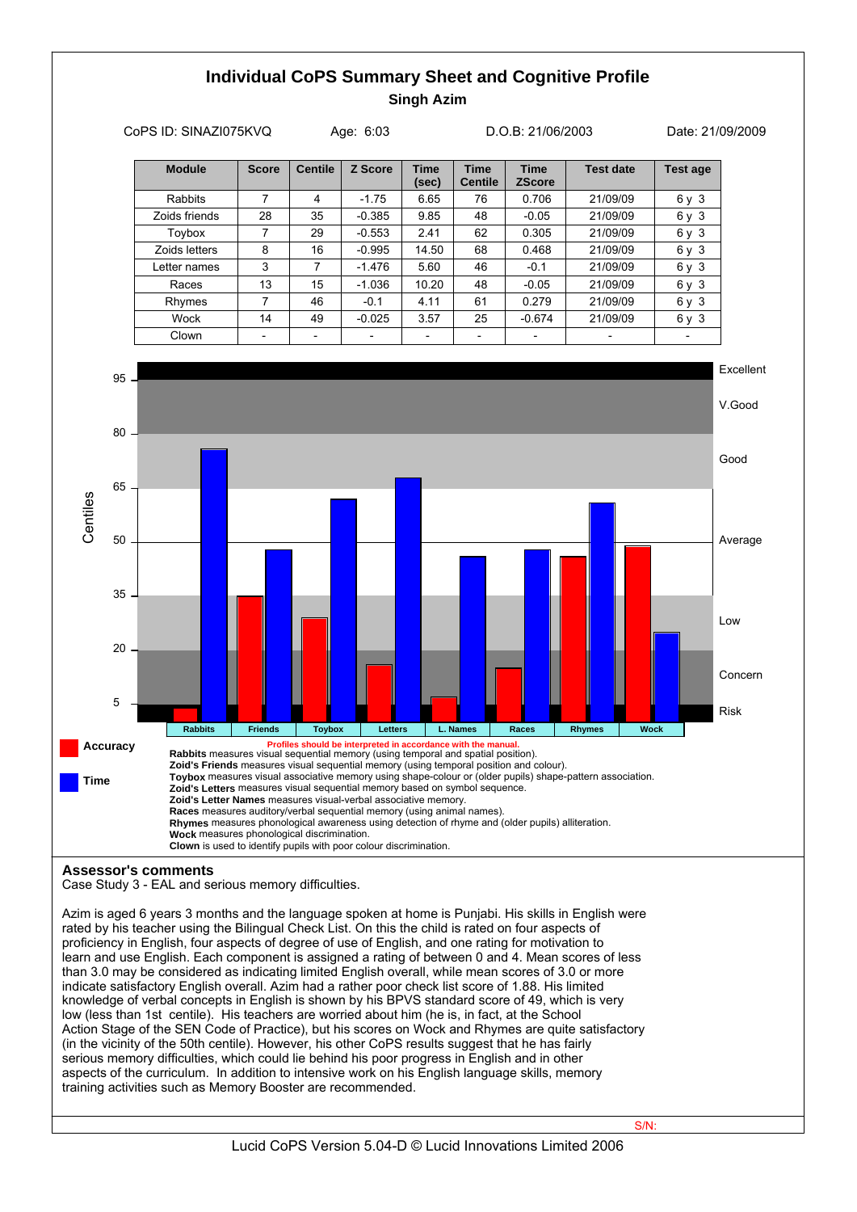# Individual CoPS Summary Sheet and Cognitive Profile

**Singh Azim**

CoPS ID: SINAZI075KVQ    Age: 6:03    D.O.B: 21/06/2003    Date: 21/09/2009

| Module | Score | Centile | Z Score | Time (sec) | Time Centile | Time ZScore | Test date | Test age |
|---|---|---|---|---|---|---|---|---|
| Rabbits | 7 | 4 | -1.75 | 6.65 | 76 | 0.706 | 21/09/09 | 6 y 3 |
| Zoids friends | 28 | 35 | -0.385 | 9.85 | 48 | -0.05 | 21/09/09 | 6 y 3 |
| Toybox | 7 | 29 | -0.553 | 2.41 | 62 | 0.305 | 21/09/09 | 6 y 3 |
| Zoids letters | 8 | 16 | -0.995 | 14.50 | 68 | 0.468 | 21/09/09 | 6 y 3 |
| Letter names | 3 | 7 | -1.476 | 5.60 | 46 | -0.1 | 21/09/09 | 6 y 3 |
| Races | 13 | 15 | -1.036 | 10.20 | 48 | -0.05 | 21/09/09 | 6 y 3 |
| Rhymes | 7 | 46 | -0.1 | 4.11 | 61 | 0.279 | 21/09/09 | 6 y 3 |
| Wock | 14 | 49 | -0.025 | 3.57 | 25 | -0.674 | 21/09/09 | 6 y 3 |
| Clown | - | - | - | - | - | - | - | - |

Centiles

95
80
65
50
35
20
5

Excellent
V.Good
Good
Average
Low
Concern
Risk

Rabbits
Friends
Toybox
Letters
L. Names
Races
Rhymes
Wock

Accuracy

Time

Profiles should be interpreted in accordance with the manual.

**Rabbits** measures visual sequential memory (using temporal and spatial position).
**Zoid's Friends** measures visual sequential memory (using temporal position and colour).
**Toybox** measures visual associative memory using shape-colour or (older pupils) shape-pattern association.
**Zoid's Letters** measures visual sequential memory based on symbol sequence.
**Zoid's Letter Names** measures visual-verbal associative memory.
**Races** measures auditory/verbal sequential memory (using animal names).
**Rhymes** measures phonological awareness using detection of rhyme and (older pupils) alliteration.
**Wock** measures phonological discrimination.
**Clown** is used to identify pupils with poor colour discrimination.

## Assessor's comments

Case Study 3 - EAL and serious memory difficulties.

Azim is aged 6 years 3 months and the language spoken at home is Punjabi. His skills in English were rated by his teacher using the Bilingual Check List. On this the child is rated on four aspects of proficiency in English, four aspects of degree of use of English, and one rating for motivation to learn and use English. Each component is assigned a rating of between 0 and 4. Mean scores of less than 3.0 may be considered as indicating limited English overall, while mean scores of 3.0 or more indicate satisfactory English overall. Azim had a rather poor check list score of 1.88. His limited knowledge of verbal concepts in English is shown by his BPVS standard score of 49, which is very low (less than 1st centile). His teachers are worried about him (he is, in fact, at the School Action Stage of the SEN Code of Practice), but his scores on Wock and Rhymes are quite satisfactory (in the vicinity of the 50th centile). However, his other CoPS results suggest that he has fairly serious memory difficulties, which could lie behind his poor progress in English and in other aspects of the curriculum. In addition to intensive work on his English language skills, memory training activities such as Memory Booster are recommended.

S/N:

Lucid CoPS Version 5.04-D © Lucid Innovations Limited 2006